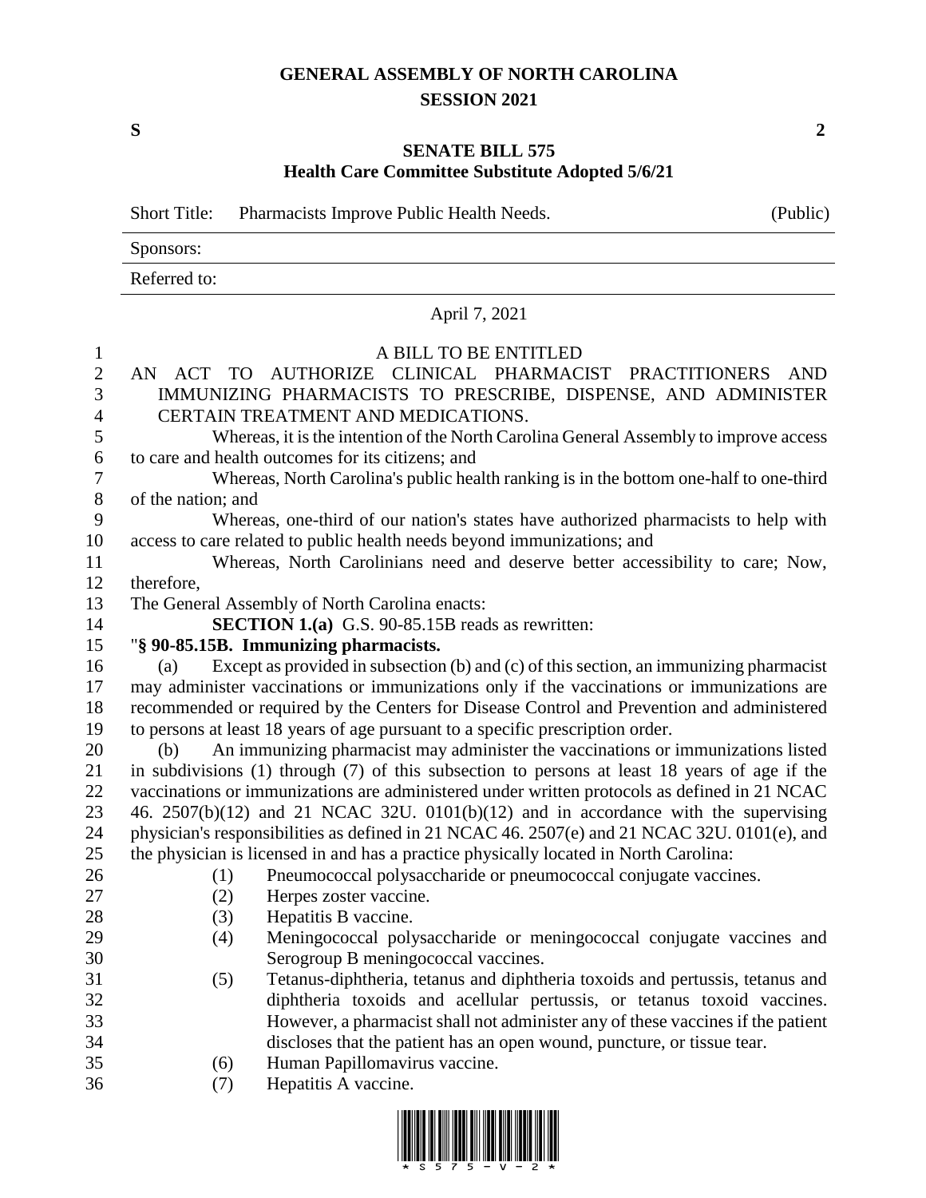# GENERAL ASSEMBLY OF NORTH CAROLINA
## SESSION 2021

**S** **2**

## SENATE BILL 575
### Health Care Committee Substitute Adopted 5/6/21

Short Title: Pharmacists Improve Public Health Needs. (Public)

Sponsors:

Referred to:

April 7, 2021

A BILL TO BE ENTITLED

AN ACT TO AUTHORIZE CLINICAL PHARMACIST PRACTITIONERS AND IMMUNIZING PHARMACISTS TO PRESCRIBE, DISPENSE, AND ADMINISTER CERTAIN TREATMENT AND MEDICATIONS.

Whereas, it is the intention of the North Carolina General Assembly to improve access to care and health outcomes for its citizens; and

Whereas, North Carolina's public health ranking is in the bottom one-half to one-third of the nation; and

Whereas, one-third of our nation's states have authorized pharmacists to help with access to care related to public health needs beyond immunizations; and

Whereas, North Carolinians need and deserve better accessibility to care; Now, therefore,

The General Assembly of North Carolina enacts:

**SECTION 1.(a)** G.S. 90-85.15B reads as rewritten:

"**§ 90-85.15B. Immunizing pharmacists.**

(a) Except as provided in subsection (b) and (c) of this section, an immunizing pharmacist may administer vaccinations or immunizations only if the vaccinations or immunizations are recommended or required by the Centers for Disease Control and Prevention and administered to persons at least 18 years of age pursuant to a specific prescription order.

(b) An immunizing pharmacist may administer the vaccinations or immunizations listed in subdivisions (1) through (7) of this subsection to persons at least 18 years of age if the vaccinations or immunizations are administered under written protocols as defined in 21 NCAC 46. 2507(b)(12) and 21 NCAC 32U. 0101(b)(12) and in accordance with the supervising physician's responsibilities as defined in 21 NCAC 46. 2507(e) and 21 NCAC 32U. 0101(e), and the physician is licensed in and has a practice physically located in North Carolina:

(1) Pneumococcal polysaccharide or pneumococcal conjugate vaccines.
(2) Herpes zoster vaccine.
(3) Hepatitis B vaccine.
(4) Meningococcal polysaccharide or meningococcal conjugate vaccines and Serogroup B meningococcal vaccines.
(5) Tetanus-diphtheria, tetanus and diphtheria toxoids and pertussis, tetanus and diphtheria toxoids and acellular pertussis, or tetanus toxoid vaccines. However, a pharmacist shall not administer any of these vaccines if the patient discloses that the patient has an open wound, puncture, or tissue tear.
(6) Human Papillomavirus vaccine.
(7) Hepatitis A vaccine.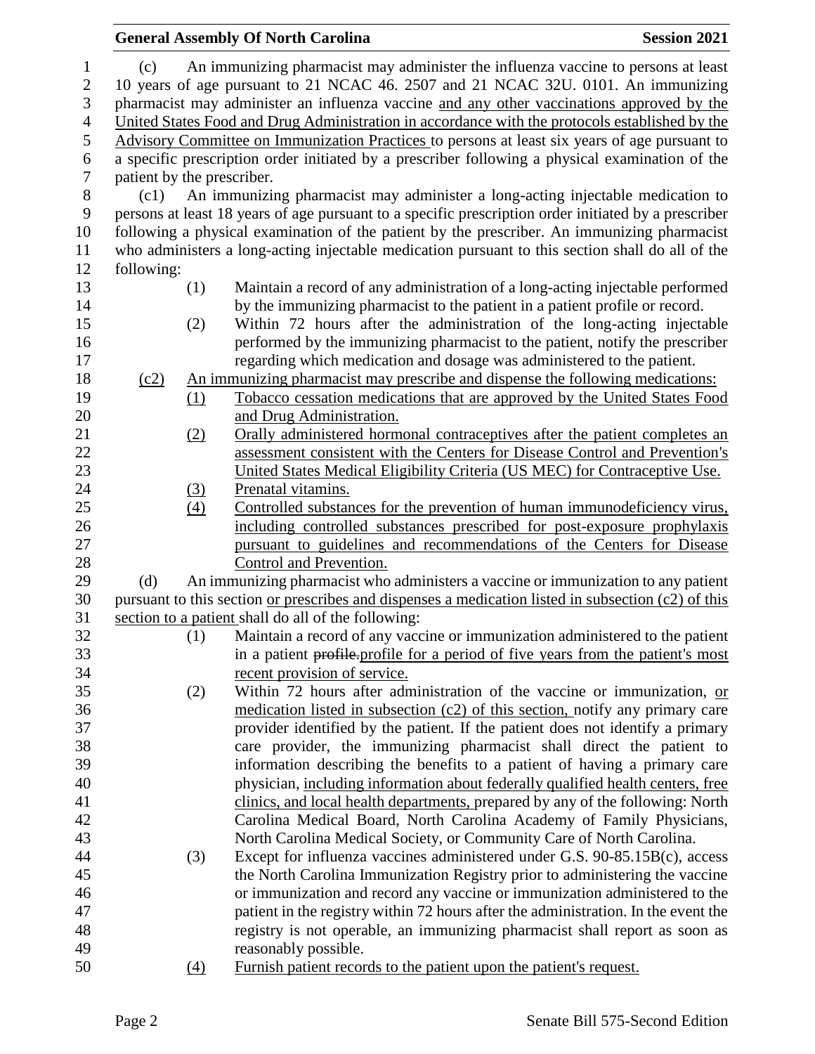(c) An immunizing pharmacist may administer the influenza vaccine to persons at least 10 years of age pursuant to 21 NCAC 46. 2507 and 21 NCAC 32U. 0101. An immunizing pharmacist may administer an influenza vaccine and any other vaccinations approved by the United States Food and Drug Administration in accordance with the protocols established by the Advisory Committee on Immunization Practices to persons at least six years of age pursuant to a specific prescription order initiated by a prescriber following a physical examination of the patient by the prescriber.

(c1) An immunizing pharmacist may administer a long-acting injectable medication to persons at least 18 years of age pursuant to a specific prescription order initiated by a prescriber following a physical examination of the patient by the prescriber. An immunizing pharmacist who administers a long-acting injectable medication pursuant to this section shall do all of the following:

(1) Maintain a record of any administration of a long-acting injectable performed by the immunizing pharmacist to the patient in a patient profile or record.

(2) Within 72 hours after the administration of the long-acting injectable performed by the immunizing pharmacist to the patient, notify the prescriber regarding which medication and dosage was administered to the patient.

(c2) An immunizing pharmacist may prescribe and dispense the following medications:

(1) Tobacco cessation medications that are approved by the United States Food and Drug Administration.

(2) Orally administered hormonal contraceptives after the patient completes an assessment consistent with the Centers for Disease Control and Prevention's United States Medical Eligibility Criteria (US MEC) for Contraceptive Use.

(3) Prenatal vitamins.

(4) Controlled substances for the prevention of human immunodeficiency virus, including controlled substances prescribed for post-exposure prophylaxis pursuant to guidelines and recommendations of the Centers for Disease Control and Prevention.

(d) An immunizing pharmacist who administers a vaccine or immunization to any patient pursuant to this section or prescribes and dispenses a medication listed in subsection (c2) of this section to a patient shall do all of the following:

(1) Maintain a record of any vaccine or immunization administered to the patient in a patient ~~profile.~~profile for a period of five years from the patient's most recent provision of service.

(2) Within 72 hours after administration of the vaccine or immunization, or medication listed in subsection (c2) of this section, notify any primary care provider identified by the patient. If the patient does not identify a primary care provider, the immunizing pharmacist shall direct the patient to information describing the benefits to a patient of having a primary care physician, including information about federally qualified health centers, free clinics, and local health departments, prepared by any of the following: North Carolina Medical Board, North Carolina Academy of Family Physicians, North Carolina Medical Society, or Community Care of North Carolina.

(3) Except for influenza vaccines administered under G.S. 90-85.15B(c), access the North Carolina Immunization Registry prior to administering the vaccine or immunization and record any vaccine or immunization administered to the patient in the registry within 72 hours after the administration. In the event the registry is not operable, an immunizing pharmacist shall report as soon as reasonably possible.

(4) Furnish patient records to the patient upon the patient's request.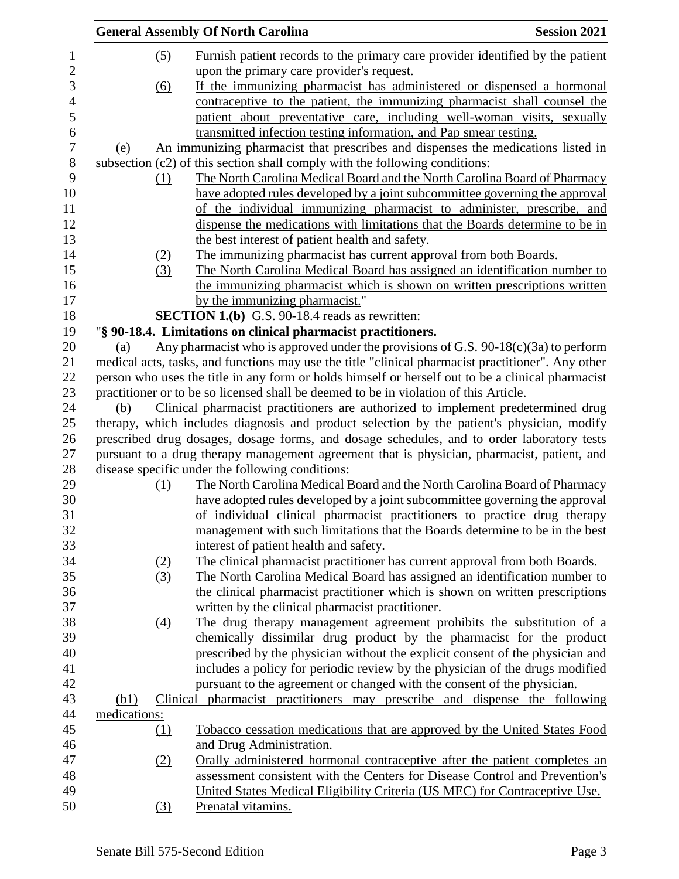(5) Furnish patient records to the primary care provider identified by the patient upon the primary care provider's request.

(6) If the immunizing pharmacist has administered or dispensed a hormonal contraceptive to the patient, the immunizing pharmacist shall counsel the patient about preventative care, including well-woman visits, sexually transmitted infection testing information, and Pap smear testing.

(e) An immunizing pharmacist that prescribes and dispenses the medications listed in subsection (c2) of this section shall comply with the following conditions:

(1) The North Carolina Medical Board and the North Carolina Board of Pharmacy have adopted rules developed by a joint subcommittee governing the approval of the individual immunizing pharmacist to administer, prescribe, and dispense the medications with limitations that the Boards determine to be in the best interest of patient health and safety.

(2) The immunizing pharmacist has current approval from both Boards.

(3) The North Carolina Medical Board has assigned an identification number to the immunizing pharmacist which is shown on written prescriptions written by the immunizing pharmacist."

**SECTION 1.(b)** G.S. 90-18.4 reads as rewritten:

"**§ 90-18.4. Limitations on clinical pharmacist practitioners.**

(a) Any pharmacist who is approved under the provisions of G.S. 90-18(c)(3a) to perform medical acts, tasks, and functions may use the title "clinical pharmacist practitioner". Any other person who uses the title in any form or holds himself or herself out to be a clinical pharmacist practitioner or to be so licensed shall be deemed to be in violation of this Article.

(b) Clinical pharmacist practitioners are authorized to implement predetermined drug therapy, which includes diagnosis and product selection by the patient's physician, modify prescribed drug dosages, dosage forms, and dosage schedules, and to order laboratory tests pursuant to a drug therapy management agreement that is physician, pharmacist, patient, and disease specific under the following conditions:

(1) The North Carolina Medical Board and the North Carolina Board of Pharmacy have adopted rules developed by a joint subcommittee governing the approval of individual clinical pharmacist practitioners to practice drug therapy management with such limitations that the Boards determine to be in the best interest of patient health and safety.

(2) The clinical pharmacist practitioner has current approval from both Boards.

(3) The North Carolina Medical Board has assigned an identification number to the clinical pharmacist practitioner which is shown on written prescriptions written by the clinical pharmacist practitioner.

(4) The drug therapy management agreement prohibits the substitution of a chemically dissimilar drug product by the pharmacist for the product prescribed by the physician without the explicit consent of the physician and includes a policy for periodic review by the physician of the drugs modified pursuant to the agreement or changed with the consent of the physician.

(b1) Clinical pharmacist practitioners may prescribe and dispense the following medications:

(1) Tobacco cessation medications that are approved by the United States Food and Drug Administration.

(2) Orally administered hormonal contraceptive after the patient completes an assessment consistent with the Centers for Disease Control and Prevention's United States Medical Eligibility Criteria (US MEC) for Contraceptive Use.

(3) Prenatal vitamins.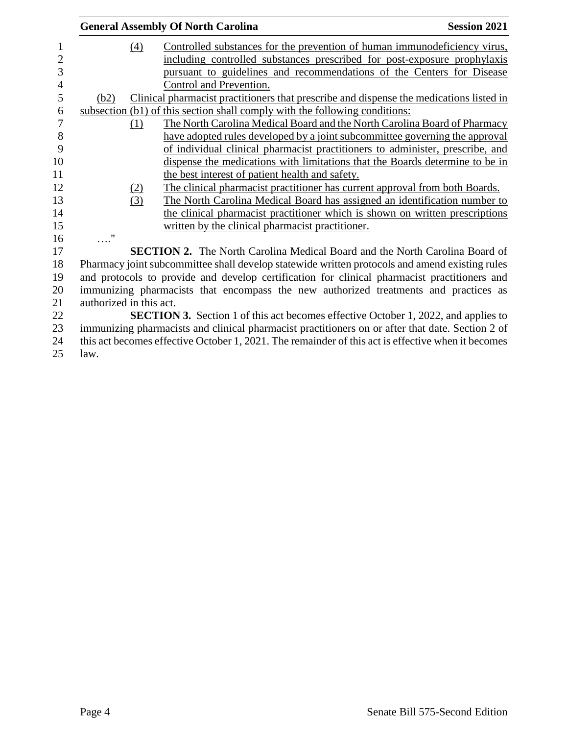(4) Controlled substances for the prevention of human immunodeficiency virus, including controlled substances prescribed for post-exposure prophylaxis pursuant to guidelines and recommendations of the Centers for Disease Control and Prevention.

(b2) Clinical pharmacist practitioners that prescribe and dispense the medications listed in subsection (b1) of this section shall comply with the following conditions:

(1) The North Carolina Medical Board and the North Carolina Board of Pharmacy have adopted rules developed by a joint subcommittee governing the approval of individual clinical pharmacist practitioners to administer, prescribe, and dispense the medications with limitations that the Boards determine to be in the best interest of patient health and safety.

(2) The clinical pharmacist practitioner has current approval from both Boards.

(3) The North Carolina Medical Board has assigned an identification number to the clinical pharmacist practitioner which is shown on written prescriptions written by the clinical pharmacist practitioner.

…."

**SECTION 2.** The North Carolina Medical Board and the North Carolina Board of Pharmacy joint subcommittee shall develop statewide written protocols and amend existing rules and protocols to provide and develop certification for clinical pharmacist practitioners and immunizing pharmacists that encompass the new authorized treatments and practices as authorized in this act.

**SECTION 3.** Section 1 of this act becomes effective October 1, 2022, and applies to immunizing pharmacists and clinical pharmacist practitioners on or after that date. Section 2 of this act becomes effective October 1, 2021. The remainder of this act is effective when it becomes law.